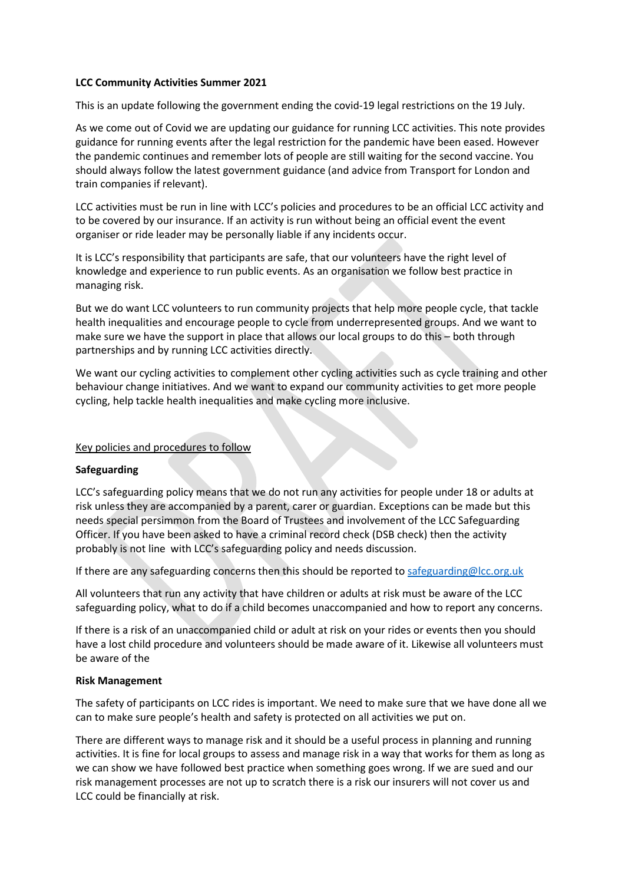**LCC Community Activities Summer 2021**

This is an update following the government ending the covid-19 legal restrictions on the 19 July.

As we come out of Covid we are updating our guidance for running LCC activities. This note provides guidance for running events after the legal restriction for the pandemic have been eased. However the pandemic continues and remember lots of people are still waiting for the second vaccine. You should always follow the latest government guidance (and advice from Transport for London and train companies if relevant).

LCC activities must be run in line with LCC's policies and procedures to be an official LCC activity and to be covered by our insurance. If an activity is run without being an official event the event organiser or ride leader may be personally liable if any incidents occur.

It is LCC's responsibility that participants are safe, that our volunteers have the right level of knowledge and experience to run public events. As an organisation we follow best practice in managing risk.

But we do want LCC volunteers to run community projects that help more people cycle, that tackle health inequalities and encourage people to cycle from underrepresented groups. And we want to make sure we have the support in place that allows our local groups to do this – both through partnerships and by running LCC activities directly.

We want our cycling activities to complement other cycling activities such as cycle training and other behaviour change initiatives. And we want to expand our community activities to get more people cycling, help tackle health inequalities and make cycling more inclusive.

<u>Key policies and procedures to follow</u>

**Safeguarding**

LCC's safeguarding policy means that we do not run any activities for people under 18 or adults at risk unless they are accompanied by a parent, carer or guardian. Exceptions can be made but this needs special persimmon from the Board of Trustees and involvement of the LCC Safeguarding Officer. If you have been asked to have a criminal record check (DSB check) then the activity probably is not line with LCC's safeguarding policy and needs discussion.

If there are any safeguarding concerns then this should be reported to safeguarding@lcc.org.uk

All volunteers that run any activity that have children or adults at risk must be aware of the LCC safeguarding policy, what to do if a child becomes unaccompanied and how to report any concerns.

If there is a risk of an unaccompanied child or adult at risk on your rides or events then you should have a lost child procedure and volunteers should be made aware of it. Likewise all volunteers must be aware of the

**Risk Management**

The safety of participants on LCC rides is important. We need to make sure that we have done all we can to make sure people's health and safety is protected on all activities we put on.

There are different ways to manage risk and it should be a useful process in planning and running activities. It is fine for local groups to assess and manage risk in a way that works for them as long as we can show we have followed best practice when something goes wrong. If we are sued and our risk management processes are not up to scratch there is a risk our insurers will not cover us and LCC could be financially at risk.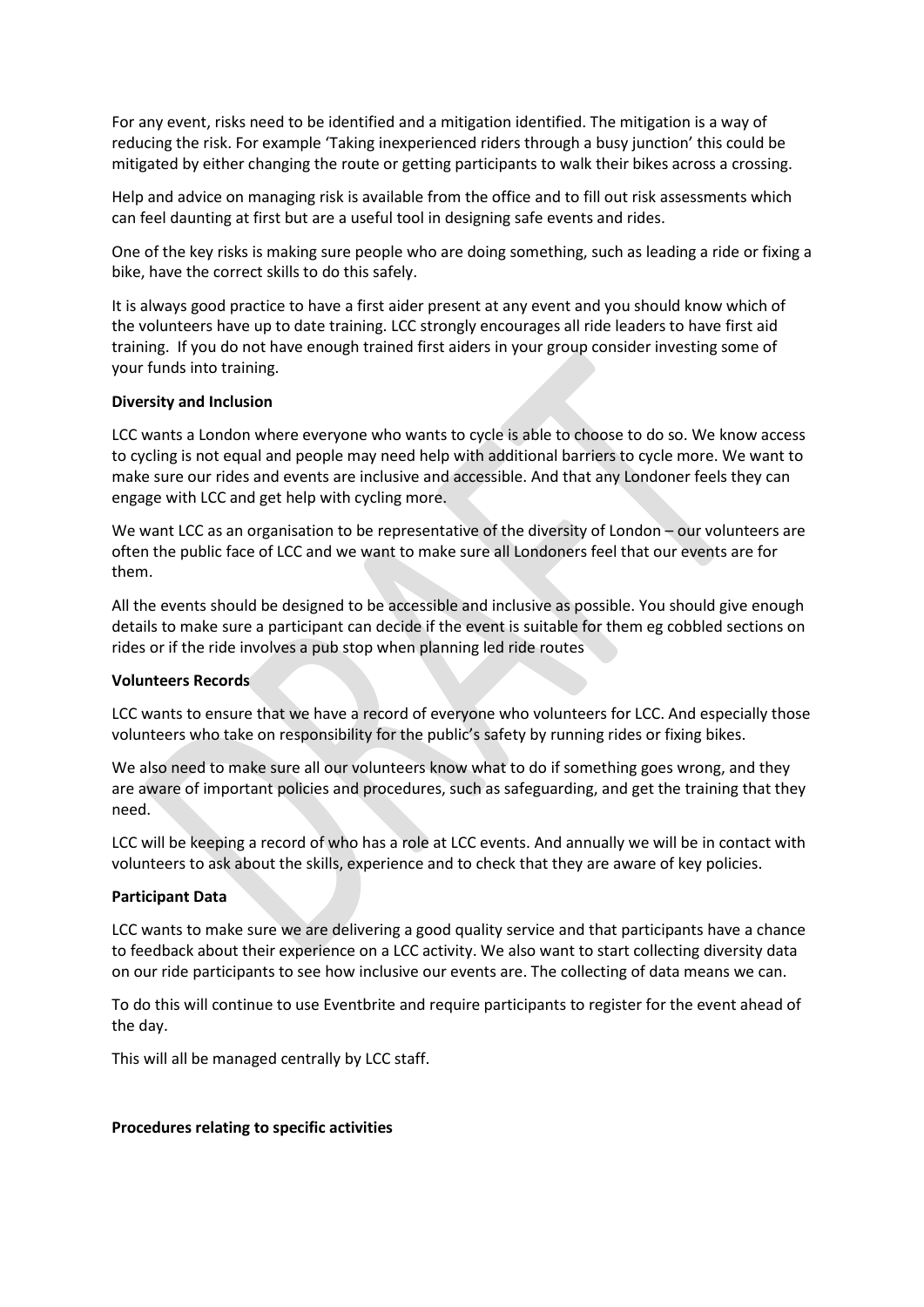For any event, risks need to be identified and a mitigation identified. The mitigation is a way of reducing the risk. For example 'Taking inexperienced riders through a busy junction' this could be mitigated by either changing the route or getting participants to walk their bikes across a crossing.

Help and advice on managing risk is available from the office and to fill out risk assessments which can feel daunting at first but are a useful tool in designing safe events and rides.

One of the key risks is making sure people who are doing something, such as leading a ride or fixing a bike, have the correct skills to do this safely.

It is always good practice to have a first aider present at any event and you should know which of the volunteers have up to date training. LCC strongly encourages all ride leaders to have first aid training. If you do not have enough trained first aiders in your group consider investing some of your funds into training.

**Diversity and Inclusion**

LCC wants a London where everyone who wants to cycle is able to choose to do so. We know access to cycling is not equal and people may need help with additional barriers to cycle more. We want to make sure our rides and events are inclusive and accessible. And that any Londoner feels they can engage with LCC and get help with cycling more.

We want LCC as an organisation to be representative of the diversity of London – our volunteers are often the public face of LCC and we want to make sure all Londoners feel that our events are for them.

All the events should be designed to be accessible and inclusive as possible. You should give enough details to make sure a participant can decide if the event is suitable for them eg cobbled sections on rides or if the ride involves a pub stop when planning led ride routes

**Volunteers Records**

LCC wants to ensure that we have a record of everyone who volunteers for LCC. And especially those volunteers who take on responsibility for the public's safety by running rides or fixing bikes.

We also need to make sure all our volunteers know what to do if something goes wrong, and they are aware of important policies and procedures, such as safeguarding, and get the training that they need.

LCC will be keeping a record of who has a role at LCC events. And annually we will be in contact with volunteers to ask about the skills, experience and to check that they are aware of key policies.

**Participant Data**

LCC wants to make sure we are delivering a good quality service and that participants have a chance to feedback about their experience on a LCC activity. We also want to start collecting diversity data on our ride participants to see how inclusive our events are. The collecting of data means we can.

To do this will continue to use Eventbrite and require participants to register for the event ahead of the day.

This will all be managed centrally by LCC staff.

**Procedures relating to specific activities**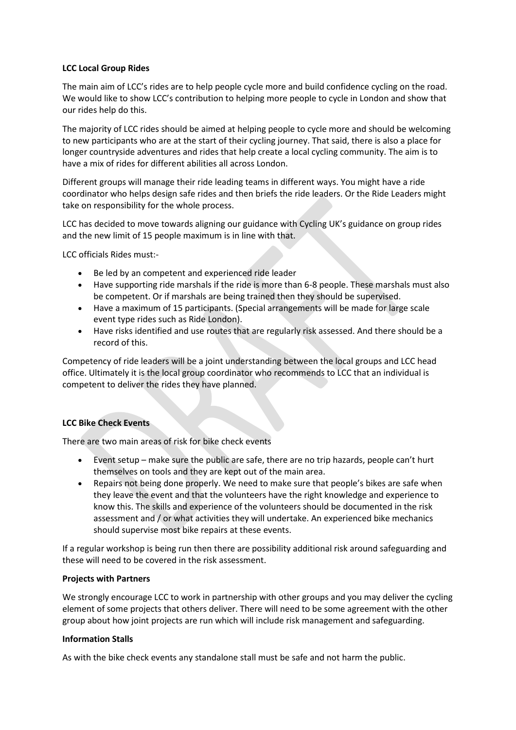**LCC Local Group Rides**

The main aim of LCC's rides are to help people cycle more and build confidence cycling on the road. We would like to show LCC's contribution to helping more people to cycle in London and show that our rides help do this.

The majority of LCC rides should be aimed at helping people to cycle more and should be welcoming to new participants who are at the start of their cycling journey. That said, there is also a place for longer countryside adventures and rides that help create a local cycling community. The aim is to have a mix of rides for different abilities all across London.

Different groups will manage their ride leading teams in different ways. You might have a ride coordinator who helps design safe rides and then briefs the ride leaders. Or the Ride Leaders might take on responsibility for the whole process.

LCC has decided to move towards aligning our guidance with Cycling UK's guidance on group rides and the new limit of 15 people maximum is in line with that.

LCC officials Rides must:-

- Be led by an competent and experienced ride leader
- Have supporting ride marshals if the ride is more than 6-8 people. These marshals must also be competent. Or if marshals are being trained then they should be supervised.
- Have a maximum of 15 participants. (Special arrangements will be made for large scale event type rides such as Ride London).
- Have risks identified and use routes that are regularly risk assessed. And there should be a record of this.

Competency of ride leaders will be a joint understanding between the local groups and LCC head office. Ultimately it is the local group coordinator who recommends to LCC that an individual is competent to deliver the rides they have planned.

**LCC Bike Check Events**

There are two main areas of risk for bike check events

- Event setup – make sure the public are safe, there are no trip hazards, people can't hurt themselves on tools and they are kept out of the main area.
- Repairs not being done properly. We need to make sure that people's bikes are safe when they leave the event and that the volunteers have the right knowledge and experience to know this. The skills and experience of the volunteers should be documented in the risk assessment and / or what activities they will undertake. An experienced bike mechanics should supervise most bike repairs at these events.

If a regular workshop is being run then there are possibility additional risk around safeguarding and these will need to be covered in the risk assessment.

**Projects with Partners**

We strongly encourage LCC to work in partnership with other groups and you may deliver the cycling element of some projects that others deliver. There will need to be some agreement with the other group about how joint projects are run which will include risk management and safeguarding.

**Information Stalls**

As with the bike check events any standalone stall must be safe and not harm the public.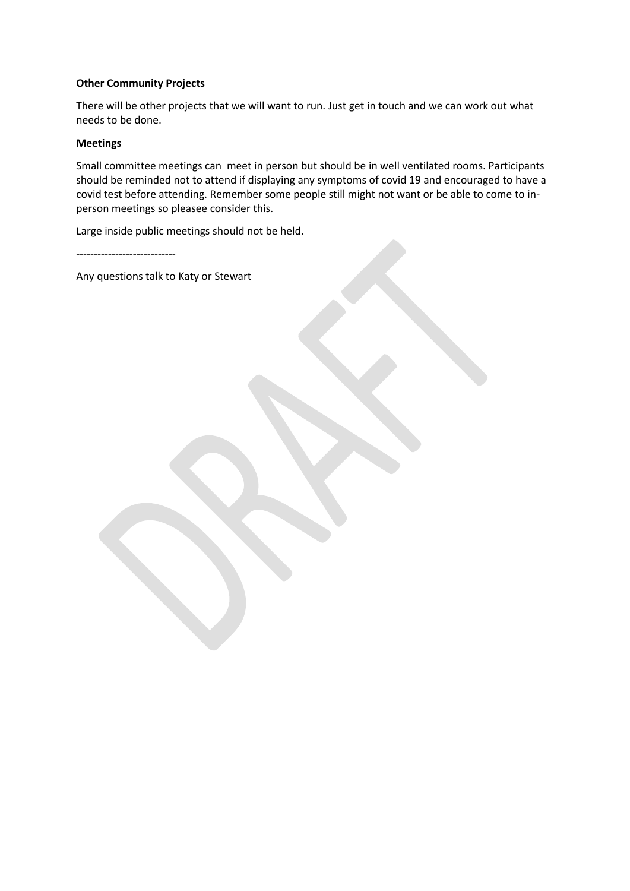**Other Community Projects**

There will be other projects that we will want to run. Just get in touch and we can work out what needs to be done.

**Meetings**

Small committee meetings can meet in person but should be in well ventilated rooms. Participants should be reminded not to attend if displaying any symptoms of covid 19 and encouraged to have a covid test before attending. Remember some people still might not want or be able to come to in-person meetings so pleasee consider this.

Large inside public meetings should not be held.

----------------------------

Any questions talk to Katy or Stewart